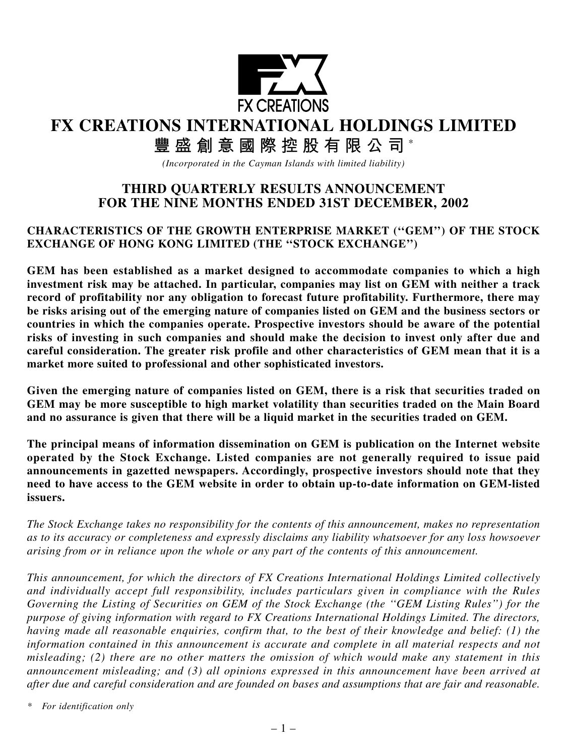FX CREATIONS

# FX CREATIONS INTERNATIONAL HOLDINGS LIMITED

# 豐盛創意國際控股有限公司*

*(Incorporated in the Cayman Islands with limited liability)*

## THIRD QUARTERLY RESULTS ANNOUNCEMENT FOR THE NINE MONTHS ENDED 31ST DECEMBER, 2002

**CHARACTERISTICS OF THE GROWTH ENTERPRISE MARKET ("GEM") OF THE STOCK EXCHANGE OF HONG KONG LIMITED (THE "STOCK EXCHANGE")**

**GEM has been established as a market designed to accommodate companies to which a high investment risk may be attached. In particular, companies may list on GEM with neither a track record of profitability nor any obligation to forecast future profitability. Furthermore, there may be risks arising out of the emerging nature of companies listed on GEM and the business sectors or countries in which the companies operate. Prospective investors should be aware of the potential risks of investing in such companies and should make the decision to invest only after due and careful consideration. The greater risk profile and other characteristics of GEM mean that it is a market more suited to professional and other sophisticated investors.**

**Given the emerging nature of companies listed on GEM, there is a risk that securities traded on GEM may be more susceptible to high market volatility than securities traded on the Main Board and no assurance is given that there will be a liquid market in the securities traded on GEM.**

**The principal means of information dissemination on GEM is publication on the Internet website operated by the Stock Exchange. Listed companies are not generally required to issue paid announcements in gazetted newspapers. Accordingly, prospective investors should note that they need to have access to the GEM website in order to obtain up-to-date information on GEM-listed issuers.**

*The Stock Exchange takes no responsibility for the contents of this announcement, makes no representation as to its accuracy or completeness and expressly disclaims any liability whatsoever for any loss howsoever arising from or in reliance upon the whole or any part of the contents of this announcement.*

*This announcement, for which the directors of FX Creations International Holdings Limited collectively and individually accept full responsibility, includes particulars given in compliance with the Rules Governing the Listing of Securities on GEM of the Stock Exchange (the "GEM Listing Rules") for the purpose of giving information with regard to FX Creations International Holdings Limited. The directors, having made all reasonable enquiries, confirm that, to the best of their knowledge and belief: (1) the information contained in this announcement is accurate and complete in all material respects and not misleading; (2) there are no other matters the omission of which would make any statement in this announcement misleading; and (3) all opinions expressed in this announcement have been arrived at after due and careful consideration and are founded on bases and assumptions that are fair and reasonable.*

\* *For identification only*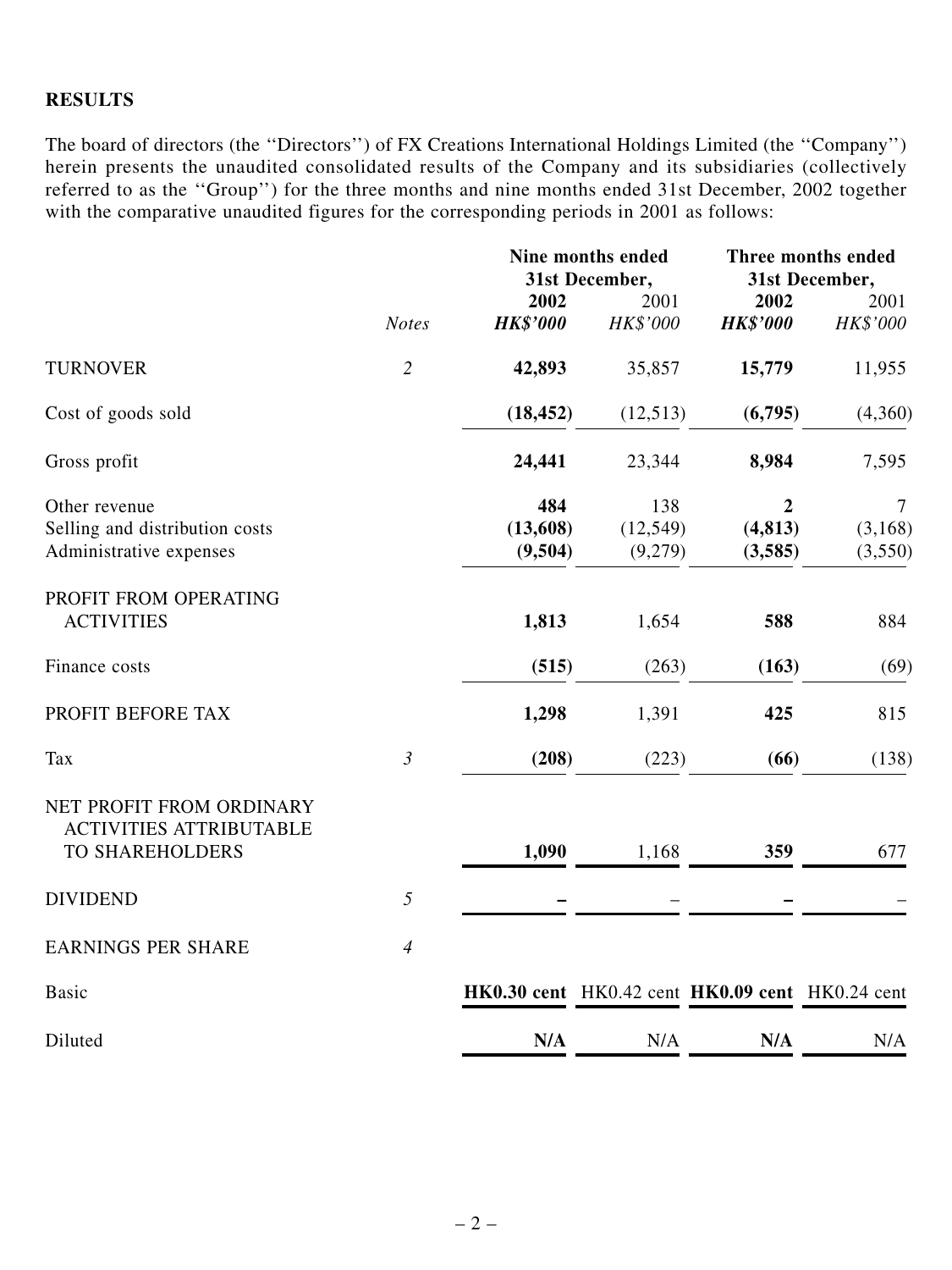## RESULTS

The board of directors (the ''Directors'') of FX Creations International Holdings Limited (the ''Company'') herein presents the unaudited consolidated results of the Company and its subsidiaries (collectively referred to as the ''Group'') for the three months and nine months ended 31st December, 2002 together with the comparative unaudited figures for the corresponding periods in 2001 as follows:

| | | Nine months ended 31st December, | | Three months ended 31st December, | |
|---|---|---|---|---|---|
| | *Notes* | **2002** | 2001 | **2002** | 2001 |
| | | ***HK$'000*** | *HK$'000* | ***HK$'000*** | *HK$'000* |
| TURNOVER | *2* | **42,893** | 35,857 | **15,779** | 11,955 |
| Cost of goods sold | | **(18,452)** | (12,513) | **(6,795)** | (4,360) |
| Gross profit | | **24,441** | 23,344 | **8,984** | 7,595 |
| Other revenue | | **484** | 138 | **2** | 7 |
| Selling and distribution costs | | **(13,608)** | (12,549) | **(4,813)** | (3,168) |
| Administrative expenses | | **(9,504)** | (9,279) | **(3,585)** | (3,550) |
| PROFIT FROM OPERATING ACTIVITIES | | **1,813** | 1,654 | **588** | 884 |
| Finance costs | | **(515)** | (263) | **(163)** | (69) |
| PROFIT BEFORE TAX | | **1,298** | 1,391 | **425** | 815 |
| Tax | *3* | **(208)** | (223) | **(66)** | (138) |
| NET PROFIT FROM ORDINARY ACTIVITIES ATTRIBUTABLE TO SHAREHOLDERS | | **1,090** | 1,168 | **359** | 677 |
| DIVIDEND | *5* | **–** | – | **–** | – |
| EARNINGS PER SHARE | *4* | | | | |
| Basic | | **HK0.30 cent** | HK0.42 cent | **HK0.09 cent** | HK0.24 cent |
| Diluted | | **N/A** | N/A | **N/A** | N/A |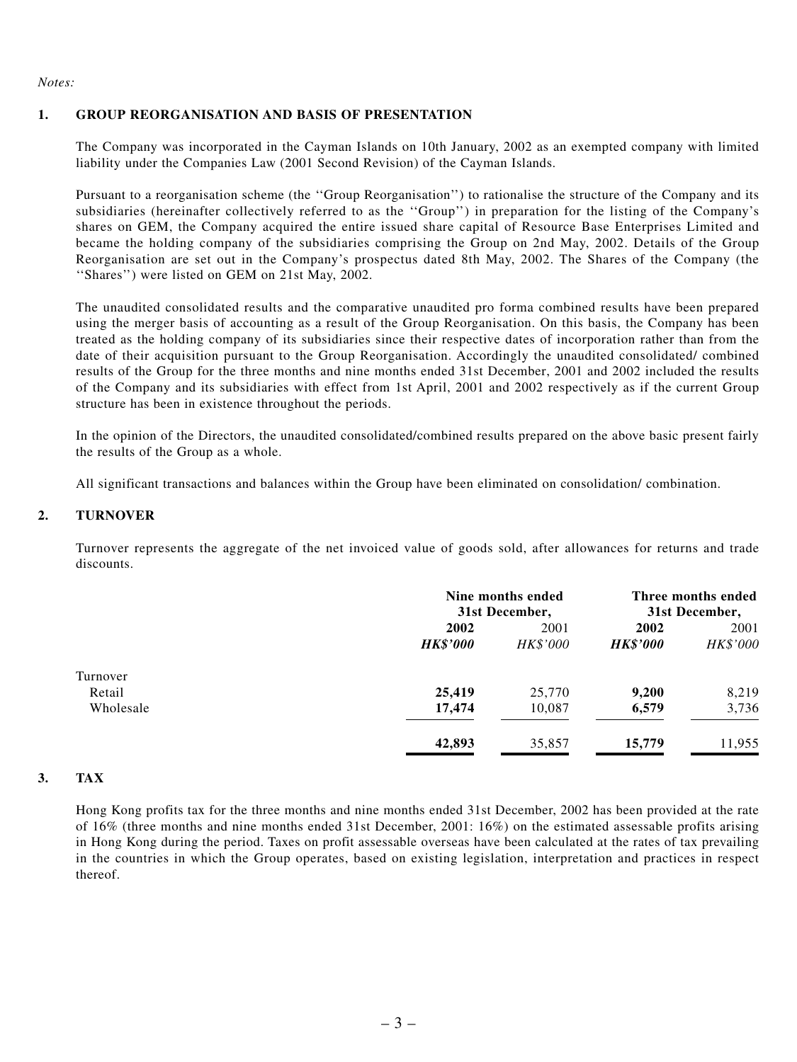*Notes:*

## 1. GROUP REORGANISATION AND BASIS OF PRESENTATION

The Company was incorporated in the Cayman Islands on 10th January, 2002 as an exempted company with limited liability under the Companies Law (2001 Second Revision) of the Cayman Islands.

Pursuant to a reorganisation scheme (the ''Group Reorganisation'') to rationalise the structure of the Company and its subsidiaries (hereinafter collectively referred to as the ''Group'') in preparation for the listing of the Company's shares on GEM, the Company acquired the entire issued share capital of Resource Base Enterprises Limited and became the holding company of the subsidiaries comprising the Group on 2nd May, 2002. Details of the Group Reorganisation are set out in the Company's prospectus dated 8th May, 2002. The Shares of the Company (the ''Shares'') were listed on GEM on 21st May, 2002.

The unaudited consolidated results and the comparative unaudited pro forma combined results have been prepared using the merger basis of accounting as a result of the Group Reorganisation. On this basis, the Company has been treated as the holding company of its subsidiaries since their respective dates of incorporation rather than from the date of their acquisition pursuant to the Group Reorganisation. Accordingly the unaudited consolidated/ combined results of the Group for the three months and nine months ended 31st December, 2001 and 2002 included the results of the Company and its subsidiaries with effect from 1st April, 2001 and 2002 respectively as if the current Group structure has been in existence throughout the periods.

In the opinion of the Directors, the unaudited consolidated/combined results prepared on the above basic present fairly the results of the Group as a whole.

All significant transactions and balances within the Group have been eliminated on consolidation/ combination.

## 2. TURNOVER

Turnover represents the aggregate of the net invoiced value of goods sold, after allowances for returns and trade discounts.

| | **Nine months ended 31st December,** | | **Three months ended 31st December,** | |
|---|---|---|---|---|
| | **2002** | 2001 | **2002** | 2001 |
| | ***HK$'000*** | *HK$'000* | ***HK$'000*** | *HK$'000* |
| Turnover | | | | |
| Retail | **25,419** | 25,770 | **9,200** | 8,219 |
| Wholesale | **17,474** | 10,087 | **6,579** | 3,736 |
| | **42,893** | 35,857 | **15,779** | 11,955 |

## 3. TAX

Hong Kong profits tax for the three months and nine months ended 31st December, 2002 has been provided at the rate of 16% (three months and nine months ended 31st December, 2001: 16%) on the estimated assessable profits arising in Hong Kong during the period. Taxes on profit assessable overseas have been calculated at the rates of tax prevailing in the countries in which the Group operates, based on existing legislation, interpretation and practices in respect thereof.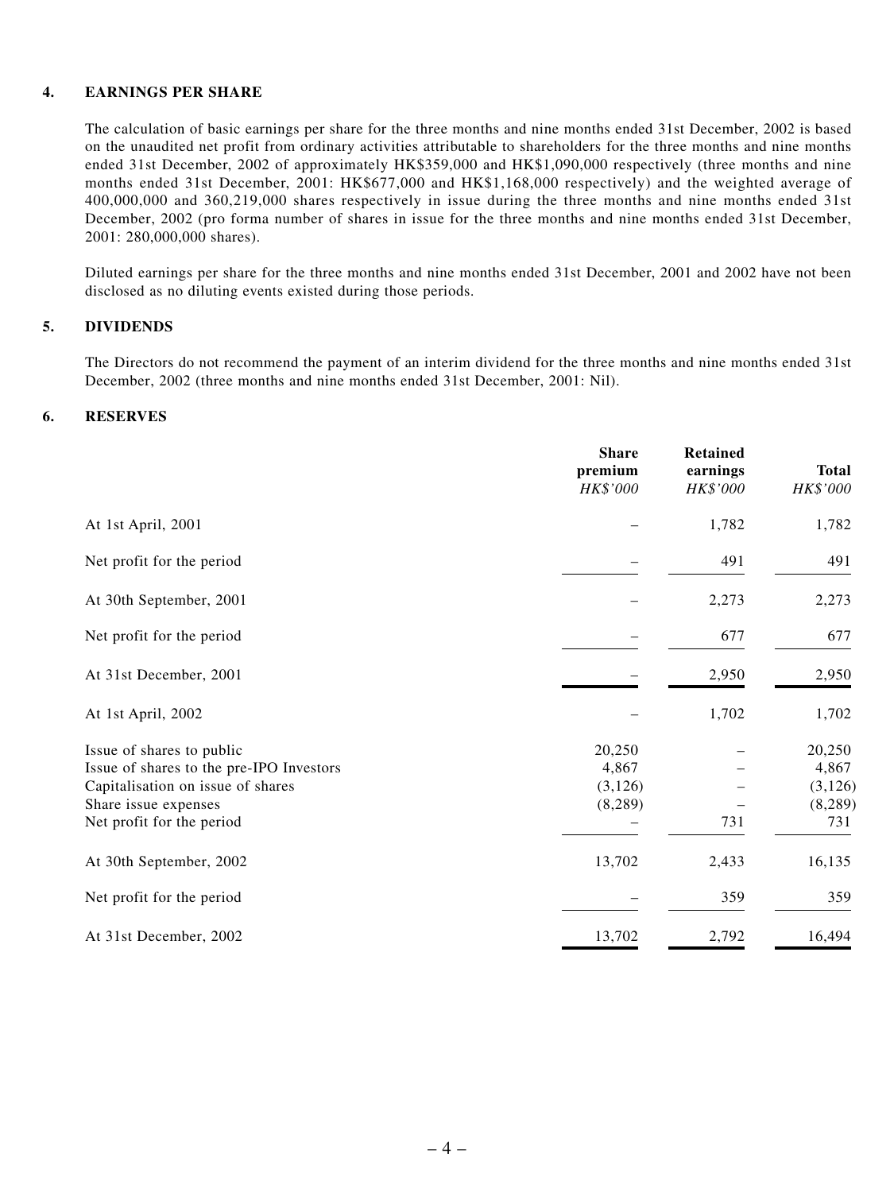## 4. EARNINGS PER SHARE

The calculation of basic earnings per share for the three months and nine months ended 31st December, 2002 is based on the unaudited net profit from ordinary activities attributable to shareholders for the three months and nine months ended 31st December, 2002 of approximately HK$359,000 and HK$1,090,000 respectively (three months and nine months ended 31st December, 2001: HK$677,000 and HK$1,168,000 respectively) and the weighted average of 400,000,000 and 360,219,000 shares respectively in issue during the three months and nine months ended 31st December, 2002 (pro forma number of shares in issue for the three months and nine months ended 31st December, 2001: 280,000,000 shares).

Diluted earnings per share for the three months and nine months ended 31st December, 2001 and 2002 have not been disclosed as no diluting events existed during those periods.

## 5. DIVIDENDS

The Directors do not recommend the payment of an interim dividend for the three months and nine months ended 31st December, 2002 (three months and nine months ended 31st December, 2001: Nil).

## 6. RESERVES

| | **Share premium** *HK$'000* | **Retained earnings** *HK$'000* | **Total** *HK$'000* |
|---|---|---|---|
| At 1st April, 2001 | – | 1,782 | 1,782 |
| Net profit for the period | – | 491 | 491 |
| At 30th September, 2001 | – | 2,273 | 2,273 |
| Net profit for the period | – | 677 | 677 |
| At 31st December, 2001 | – | 2,950 | 2,950 |
| At 1st April, 2002 | – | 1,702 | 1,702 |
| Issue of shares to public | 20,250 | – | 20,250 |
| Issue of shares to the pre-IPO Investors | 4,867 | – | 4,867 |
| Capitalisation on issue of shares | (3,126) | – | (3,126) |
| Share issue expenses | (8,289) | – | (8,289) |
| Net profit for the period | – | 731 | 731 |
| At 30th September, 2002 | 13,702 | 2,433 | 16,135 |
| Net profit for the period | – | 359 | 359 |
| At 31st December, 2002 | 13,702 | 2,792 | 16,494 |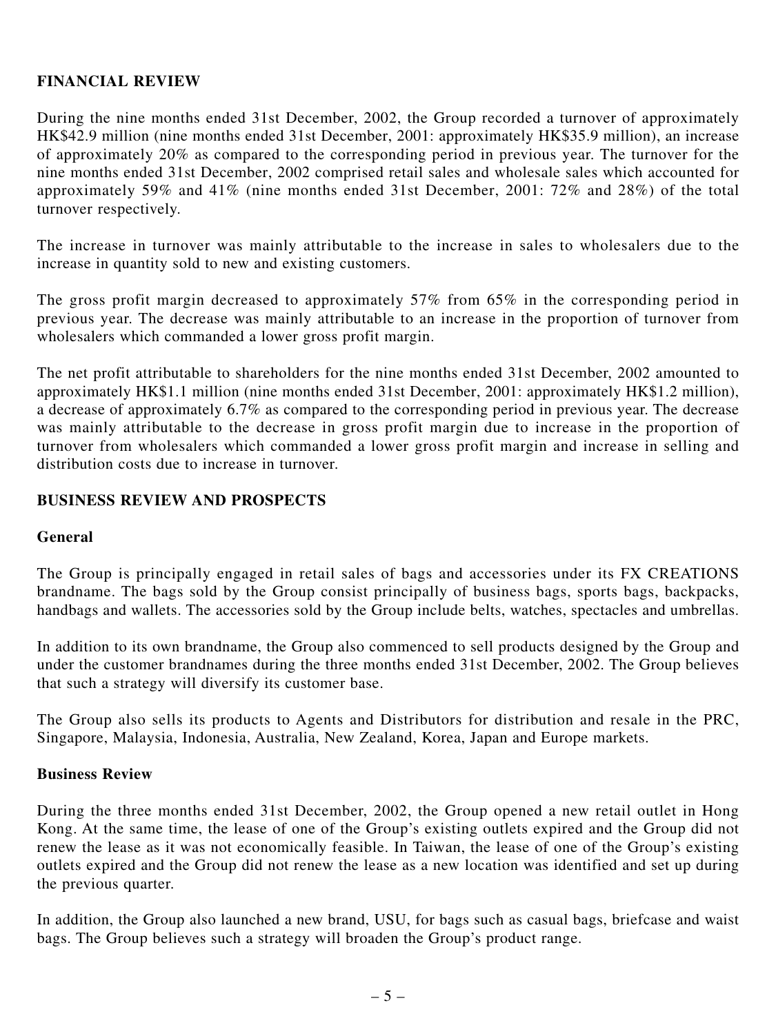## FINANCIAL REVIEW

During the nine months ended 31st December, 2002, the Group recorded a turnover of approximately HK$42.9 million (nine months ended 31st December, 2001: approximately HK$35.9 million), an increase of approximately 20% as compared to the corresponding period in previous year. The turnover for the nine months ended 31st December, 2002 comprised retail sales and wholesale sales which accounted for approximately 59% and 41% (nine months ended 31st December, 2001: 72% and 28%) of the total turnover respectively.

The increase in turnover was mainly attributable to the increase in sales to wholesalers due to the increase in quantity sold to new and existing customers.

The gross profit margin decreased to approximately 57% from 65% in the corresponding period in previous year. The decrease was mainly attributable to an increase in the proportion of turnover from wholesalers which commanded a lower gross profit margin.

The net profit attributable to shareholders for the nine months ended 31st December, 2002 amounted to approximately HK$1.1 million (nine months ended 31st December, 2001: approximately HK$1.2 million), a decrease of approximately 6.7% as compared to the corresponding period in previous year. The decrease was mainly attributable to the decrease in gross profit margin due to increase in the proportion of turnover from wholesalers which commanded a lower gross profit margin and increase in selling and distribution costs due to increase in turnover.

## BUSINESS REVIEW AND PROSPECTS

### General

The Group is principally engaged in retail sales of bags and accessories under its FX CREATIONS brandname. The bags sold by the Group consist principally of business bags, sports bags, backpacks, handbags and wallets. The accessories sold by the Group include belts, watches, spectacles and umbrellas.

In addition to its own brandname, the Group also commenced to sell products designed by the Group and under the customer brandnames during the three months ended 31st December, 2002. The Group believes that such a strategy will diversify its customer base.

The Group also sells its products to Agents and Distributors for distribution and resale in the PRC, Singapore, Malaysia, Indonesia, Australia, New Zealand, Korea, Japan and Europe markets.

### Business Review

During the three months ended 31st December, 2002, the Group opened a new retail outlet in Hong Kong. At the same time, the lease of one of the Group's existing outlets expired and the Group did not renew the lease as it was not economically feasible. In Taiwan, the lease of one of the Group's existing outlets expired and the Group did not renew the lease as a new location was identified and set up during the previous quarter.

In addition, the Group also launched a new brand, USU, for bags such as casual bags, briefcase and waist bags. The Group believes such a strategy will broaden the Group's product range.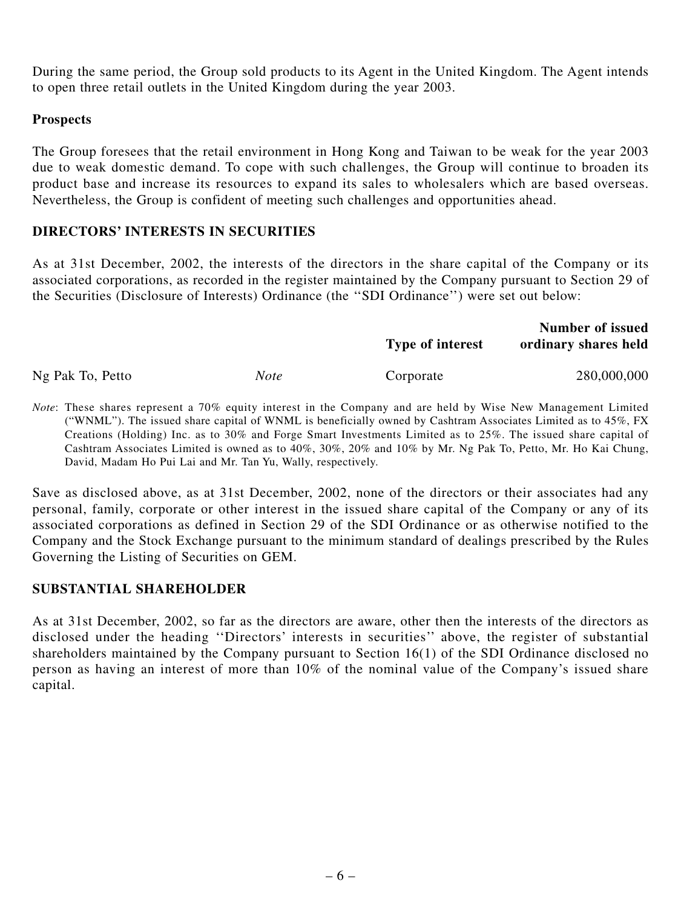During the same period, the Group sold products to its Agent in the United Kingdom. The Agent intends to open three retail outlets in the United Kingdom during the year 2003.

**Prospects**

The Group foresees that the retail environment in Hong Kong and Taiwan to be weak for the year 2003 due to weak domestic demand. To cope with such challenges, the Group will continue to broaden its product base and increase its resources to expand its sales to wholesalers which are based overseas. Nevertheless, the Group is confident of meeting such challenges and opportunities ahead.

## DIRECTORS' INTERESTS IN SECURITIES

As at 31st December, 2002, the interests of the directors in the share capital of the Company or its associated corporations, as recorded in the register maintained by the Company pursuant to Section 29 of the Securities (Disclosure of Interests) Ordinance (the ''SDI Ordinance'') were set out below:

| | | Type of interest | Number of issued ordinary shares held |
|---|---|---|---|
| Ng Pak To, Petto | *Note* | Corporate | 280,000,000 |

*Note*: These shares represent a 70% equity interest in the Company and are held by Wise New Management Limited ("WNML"). The issued share capital of WNML is beneficially owned by Cashtram Associates Limited as to 45%, FX Creations (Holding) Inc. as to 30% and Forge Smart Investments Limited as to 25%. The issued share capital of Cashtram Associates Limited is owned as to 40%, 30%, 20% and 10% by Mr. Ng Pak To, Petto, Mr. Ho Kai Chung, David, Madam Ho Pui Lai and Mr. Tan Yu, Wally, respectively.

Save as disclosed above, as at 31st December, 2002, none of the directors or their associates had any personal, family, corporate or other interest in the issued share capital of the Company or any of its associated corporations as defined in Section 29 of the SDI Ordinance or as otherwise notified to the Company and the Stock Exchange pursuant to the minimum standard of dealings prescribed by the Rules Governing the Listing of Securities on GEM.

## SUBSTANTIAL SHAREHOLDER

As at 31st December, 2002, so far as the directors are aware, other then the interests of the directors as disclosed under the heading ''Directors' interests in securities'' above, the register of substantial shareholders maintained by the Company pursuant to Section 16(1) of the SDI Ordinance disclosed no person as having an interest of more than 10% of the nominal value of the Company's issued share capital.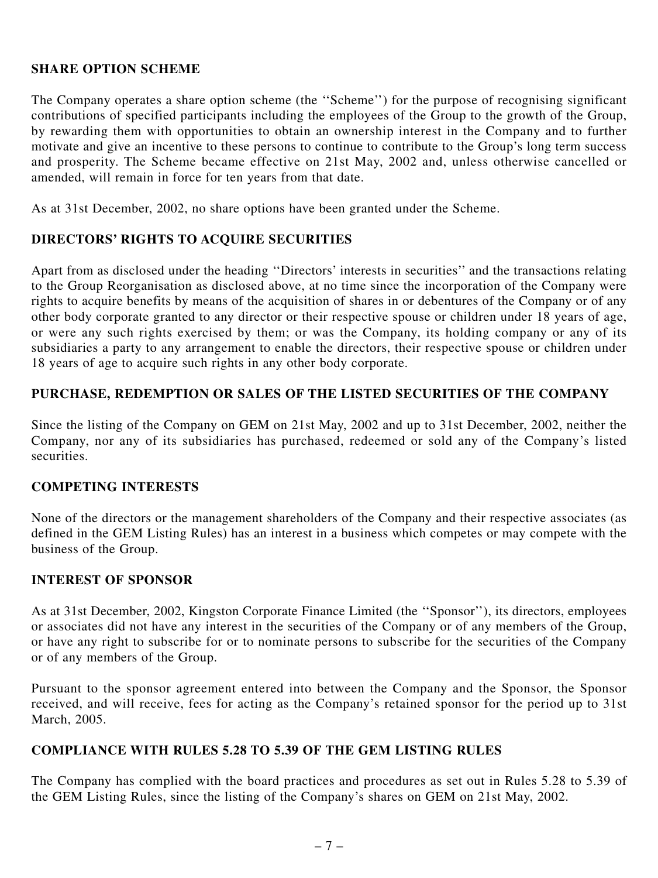## SHARE OPTION SCHEME

The Company operates a share option scheme (the ''Scheme'') for the purpose of recognising significant contributions of specified participants including the employees of the Group to the growth of the Group, by rewarding them with opportunities to obtain an ownership interest in the Company and to further motivate and give an incentive to these persons to continue to contribute to the Group's long term success and prosperity. The Scheme became effective on 21st May, 2002 and, unless otherwise cancelled or amended, will remain in force for ten years from that date.

As at 31st December, 2002, no share options have been granted under the Scheme.

## DIRECTORS' RIGHTS TO ACQUIRE SECURITIES

Apart from as disclosed under the heading ''Directors' interests in securities'' and the transactions relating to the Group Reorganisation as disclosed above, at no time since the incorporation of the Company were rights to acquire benefits by means of the acquisition of shares in or debentures of the Company or of any other body corporate granted to any director or their respective spouse or children under 18 years of age, or were any such rights exercised by them; or was the Company, its holding company or any of its subsidiaries a party to any arrangement to enable the directors, their respective spouse or children under 18 years of age to acquire such rights in any other body corporate.

## PURCHASE, REDEMPTION OR SALES OF THE LISTED SECURITIES OF THE COMPANY

Since the listing of the Company on GEM on 21st May, 2002 and up to 31st December, 2002, neither the Company, nor any of its subsidiaries has purchased, redeemed or sold any of the Company's listed securities.

## COMPETING INTERESTS

None of the directors or the management shareholders of the Company and their respective associates (as defined in the GEM Listing Rules) has an interest in a business which competes or may compete with the business of the Group.

## INTEREST OF SPONSOR

As at 31st December, 2002, Kingston Corporate Finance Limited (the ''Sponsor''), its directors, employees or associates did not have any interest in the securities of the Company or of any members of the Group, or have any right to subscribe for or to nominate persons to subscribe for the securities of the Company or of any members of the Group.

Pursuant to the sponsor agreement entered into between the Company and the Sponsor, the Sponsor received, and will receive, fees for acting as the Company's retained sponsor for the period up to 31st March, 2005.

## COMPLIANCE WITH RULES 5.28 TO 5.39 OF THE GEM LISTING RULES

The Company has complied with the board practices and procedures as set out in Rules 5.28 to 5.39 of the GEM Listing Rules, since the listing of the Company's shares on GEM on 21st May, 2002.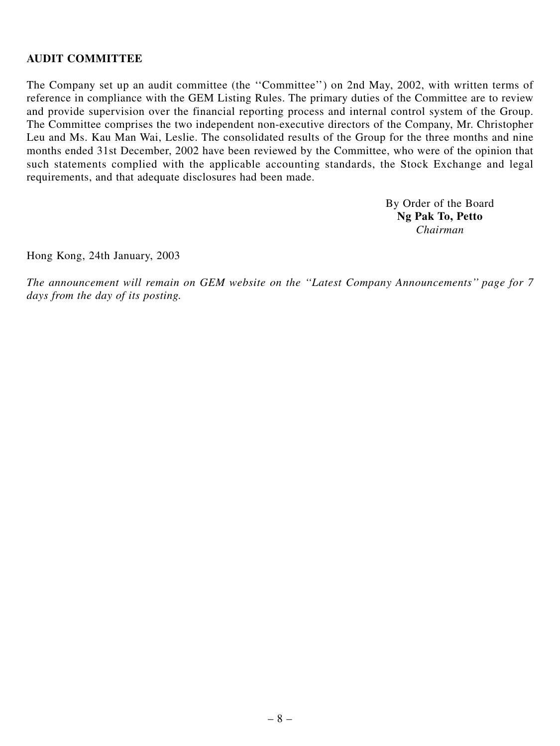**AUDIT COMMITTEE**

The Company set up an audit committee (the ''Committee'') on 2nd May, 2002, with written terms of reference in compliance with the GEM Listing Rules. The primary duties of the Committee are to review and provide supervision over the financial reporting process and internal control system of the Group. The Committee comprises the two independent non-executive directors of the Company, Mr. Christopher Leu and Ms. Kau Man Wai, Leslie. The consolidated results of the Group for the three months and nine months ended 31st December, 2002 have been reviewed by the Committee, who were of the opinion that such statements complied with the applicable accounting standards, the Stock Exchange and legal requirements, and that adequate disclosures had been made.

By Order of the Board
**Ng Pak To, Petto**
*Chairman*

Hong Kong, 24th January, 2003

*The announcement will remain on GEM website on the ''Latest Company Announcements'' page for 7 days from the day of its posting.*